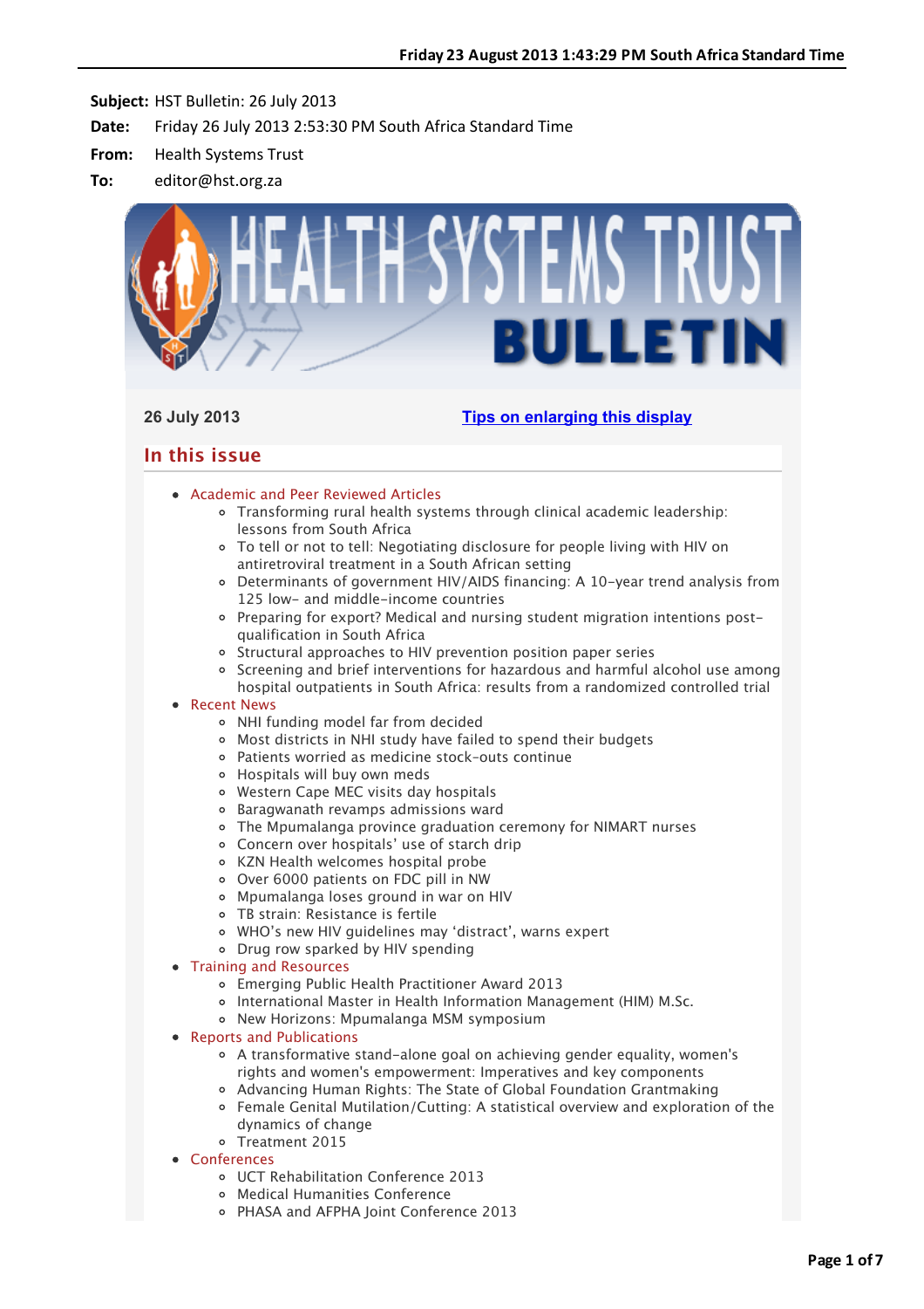**Subject:** HST Bulletin: 26 July 2013

**Date:** Friday 26 July 2013 2:53:30 PM South Africa Standard Time

**From:** Health Systems Trust

**To:** editor@hst.org.za

# HEALTH SYSTEMS TRUST BULLETIN

26 July 2013 [Tips on enlarging this display]

## In this issue

- Academic and Peer Reviewed Articles
  - Transforming rural health systems through clinical academic leadership: lessons from South Africa
  - To tell or not to tell: Negotiating disclosure for people living with HIV on antiretroviral treatment in a South African setting
  - Determinants of government HIV/AIDS financing: A 10-year trend analysis from 125 low- and middle-income countries
  - Preparing for export? Medical and nursing student migration intentions post-qualification in South Africa
  - Structural approaches to HIV prevention position paper series
  - Screening and brief interventions for hazardous and harmful alcohol use among hospital outpatients in South Africa: results from a randomized controlled trial
- Recent News
  - NHI funding model far from decided
  - Most districts in NHI study have failed to spend their budgets
  - Patients worried as medicine stock-outs continue
  - Hospitals will buy own meds
  - Western Cape MEC visits day hospitals
  - Baragwanath revamps admissions ward
  - The Mpumalanga province graduation ceremony for NIMART nurses
  - Concern over hospitals' use of starch drip
  - KZN Health welcomes hospital probe
  - Over 6000 patients on FDC pill in NW
  - Mpumalanga loses ground in war on HIV
  - TB strain: Resistance is fertile
  - WHO's new HIV guidelines may 'distract', warns expert
  - Drug row sparked by HIV spending
- Training and Resources
  - Emerging Public Health Practitioner Award 2013
  - International Master in Health Information Management (HIM) M.Sc.
  - New Horizons: Mpumalanga MSM symposium
- Reports and Publications
  - A transformative stand-alone goal on achieving gender equality, women's rights and women's empowerment: Imperatives and key components
  - Advancing Human Rights: The State of Global Foundation Grantmaking
  - Female Genital Mutilation/Cutting: A statistical overview and exploration of the dynamics of change
  - Treatment 2015
- Conferences
  - UCT Rehabilitation Conference 2013
  - Medical Humanities Conference
  - PHASA and AFPHA Joint Conference 2013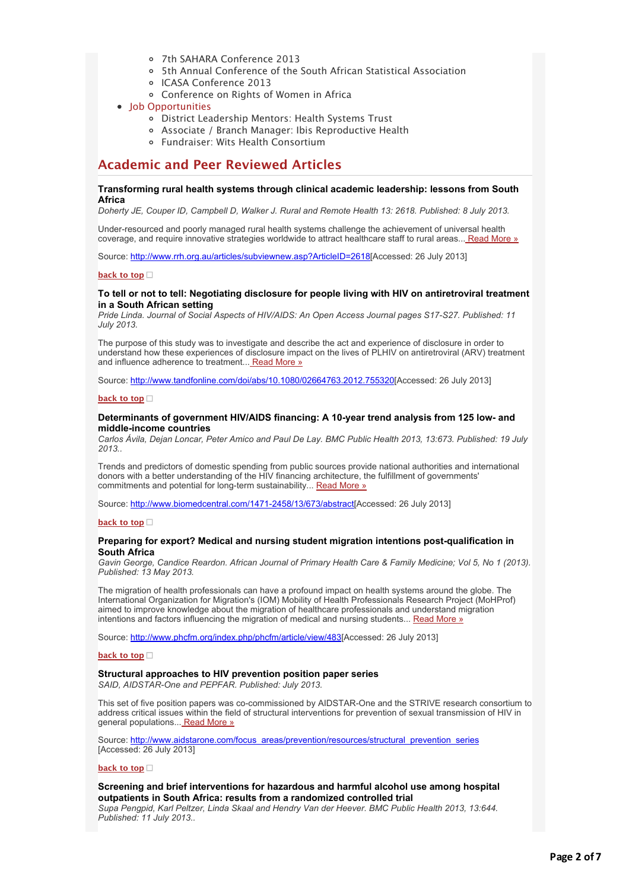- 7th SAHARA Conference 2013
    - 5th Annual Conference of the South African Statistical Association
    - ICASA Conference 2013
    - Conference on Rights of Women in Africa
- Job Opportunities
    - District Leadership Mentors: Health Systems Trust
    - Associate / Branch Manager: Ibis Reproductive Health
    - Fundraiser: Wits Health Consortium

## Academic and Peer Reviewed Articles

**Transforming rural health systems through clinical academic leadership: lessons from South Africa**
*Doherty JE, Couper ID, Campbell D, Walker J. Rural and Remote Health 13: 2618. Published: 8 July 2013.*

Under-resourced and poorly managed rural health systems challenge the achievement of universal health coverage, and require innovative strategies worldwide to attract healthcare staff to rural areas... Read More »

Source: http://www.rrh.org.au/articles/subviewnew.asp?ArticleID=2618[Accessed: 26 July 2013]

back to top

**To tell or not to tell: Negotiating disclosure for people living with HIV on antiretroviral treatment in a South African setting**
*Pride Linda. Journal of Social Aspects of HIV/AIDS: An Open Access Journal pages S17-S27. Published: 11 July 2013.*

The purpose of this study was to investigate and describe the act and experience of disclosure in order to understand how these experiences of disclosure impact on the lives of PLHIV on antiretroviral (ARV) treatment and influence adherence to treatment... Read More »

Source: http://www.tandfonline.com/doi/abs/10.1080/02664763.2012.755320[Accessed: 26 July 2013]

back to top

**Determinants of government HIV/AIDS financing: A 10-year trend analysis from 125 low- and middle-income countries**
*Carlos Ávila, Dejan Loncar, Peter Amico and Paul De Lay. BMC Public Health 2013, 13:673. Published: 19 July 2013..*

Trends and predictors of domestic spending from public sources provide national authorities and international donors with a better understanding of the HIV financing architecture, the fulfillment of governments' commitments and potential for long-term sustainability... Read More »

Source: http://www.biomedcentral.com/1471-2458/13/673/abstract[Accessed: 26 July 2013]

back to top

**Preparing for export? Medical and nursing student migration intentions post-qualification in South Africa**
*Gavin George, Candice Reardon. African Journal of Primary Health Care & Family Medicine; Vol 5, No 1 (2013). Published: 13 May 2013.*

The migration of health professionals can have a profound impact on health systems around the globe. The International Organization for Migration's (IOM) Mobility of Health Professionals Research Project (MoHProf) aimed to improve knowledge about the migration of healthcare professionals and understand migration intentions and factors influencing the migration of medical and nursing students... Read More »

Source: http://www.phcfm.org/index.php/phcfm/article/view/483[Accessed: 26 July 2013]

back to top

**Structural approaches to HIV prevention position paper series**
*SAID, AIDSTAR-One and PEPFAR. Published: July 2013.*

This set of five position papers was co-commissioned by AIDSTAR-One and the STRIVE research consortium to address critical issues within the field of structural interventions for prevention of sexual transmission of HIV in general populations... Read More »

Source: http://www.aidstarone.com/focus_areas/prevention/resources/structural_prevention_series
[Accessed: 26 July 2013]

back to top

**Screening and brief interventions for hazardous and harmful alcohol use among hospital outpatients in South Africa: results from a randomized controlled trial**
*Supa Pengpid, Karl Peltzer, Linda Skaal and Hendry Van der Heever. BMC Public Health 2013, 13:644. Published: 11 July 2013..*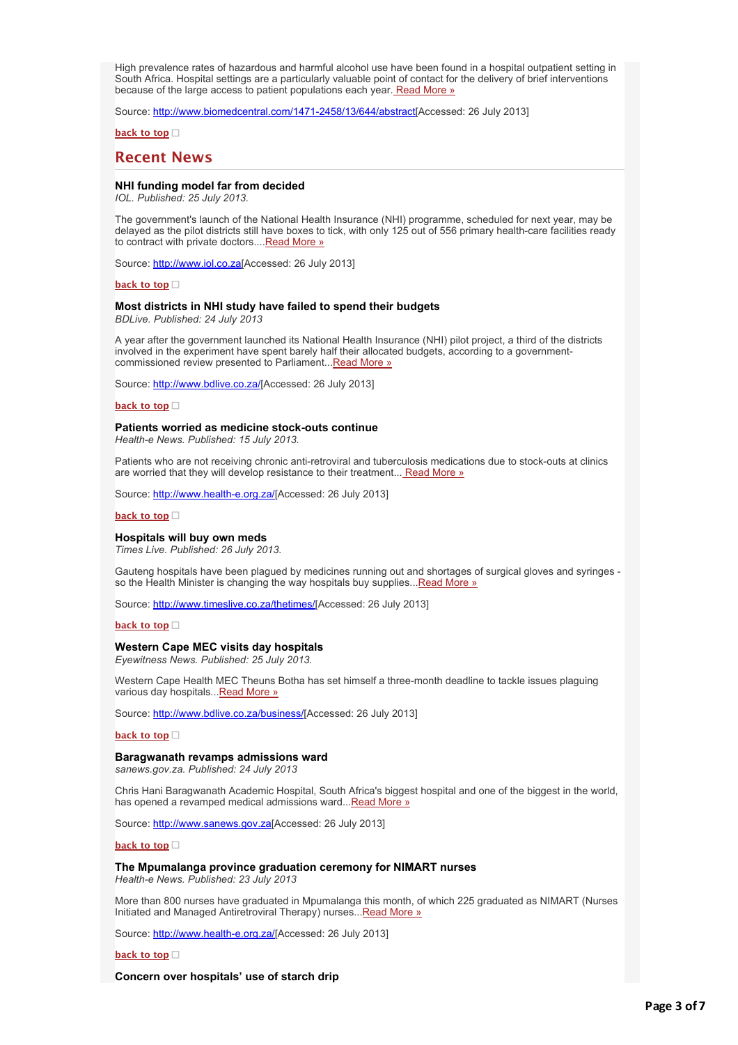High prevalence rates of hazardous and harmful alcohol use have been found in a hospital outpatient setting in South Africa. Hospital settings are a particularly valuable point of contact for the delivery of brief interventions because of the large access to patient populations each year. Read More »

Source: http://www.biomedcentral.com/1471-2458/13/644/abstract[Accessed: 26 July 2013]

**back to top**

## Recent News

**NHI funding model far from decided**
*IOL. Published: 25 July 2013.*

The government's launch of the National Health Insurance (NHI) programme, scheduled for next year, may be delayed as the pilot districts still have boxes to tick, with only 125 out of 556 primary health-care facilities ready to contract with private doctors....Read More »

Source: http://www.iol.co.za[Accessed: 26 July 2013]

**back to top**

**Most districts in NHI study have failed to spend their budgets**
*BDLive. Published: 24 July 2013*

A year after the government launched its National Health Insurance (NHI) pilot project, a third of the districts involved in the experiment have spent barely half their allocated budgets, according to a government-commissioned review presented to Parliament...Read More »

Source: http://www.bdlive.co.za/[Accessed: 26 July 2013]

**back to top**

**Patients worried as medicine stock-outs continue**
*Health-e News. Published: 15 July 2013.*

Patients who are not receiving chronic anti-retroviral and tuberculosis medications due to stock-outs at clinics are worried that they will develop resistance to their treatment... Read More »

Source: http://www.health-e.org.za/[Accessed: 26 July 2013]

**back to top**

**Hospitals will buy own meds**
*Times Live. Published: 26 July 2013.*

Gauteng hospitals have been plagued by medicines running out and shortages of surgical gloves and syringes - so the Health Minister is changing the way hospitals buy supplies...Read More »

Source: http://www.timeslive.co.za/thetimes/[Accessed: 26 July 2013]

**back to top**

**Western Cape MEC visits day hospitals**
*Eyewitness News. Published: 25 July 2013.*

Western Cape Health MEC Theuns Botha has set himself a three-month deadline to tackle issues plaguing various day hospitals...Read More »

Source: http://www.bdlive.co.za/business/[Accessed: 26 July 2013]

**back to top**

**Baragwanath revamps admissions ward**
*sanews.gov.za. Published: 24 July 2013*

Chris Hani Baragwanath Academic Hospital, South Africa's biggest hospital and one of the biggest in the world, has opened a revamped medical admissions ward...Read More »

Source: http://www.sanews.gov.za[Accessed: 26 July 2013]

**back to top**

**The Mpumalanga province graduation ceremony for NIMART nurses**
*Health-e News. Published: 23 July 2013*

More than 800 nurses have graduated in Mpumalanga this month, of which 225 graduated as NIMART (Nurses Initiated and Managed Antiretroviral Therapy) nurses...Read More »

Source: http://www.health-e.org.za/[Accessed: 26 July 2013]

**back to top**

**Concern over hospitals' use of starch drip**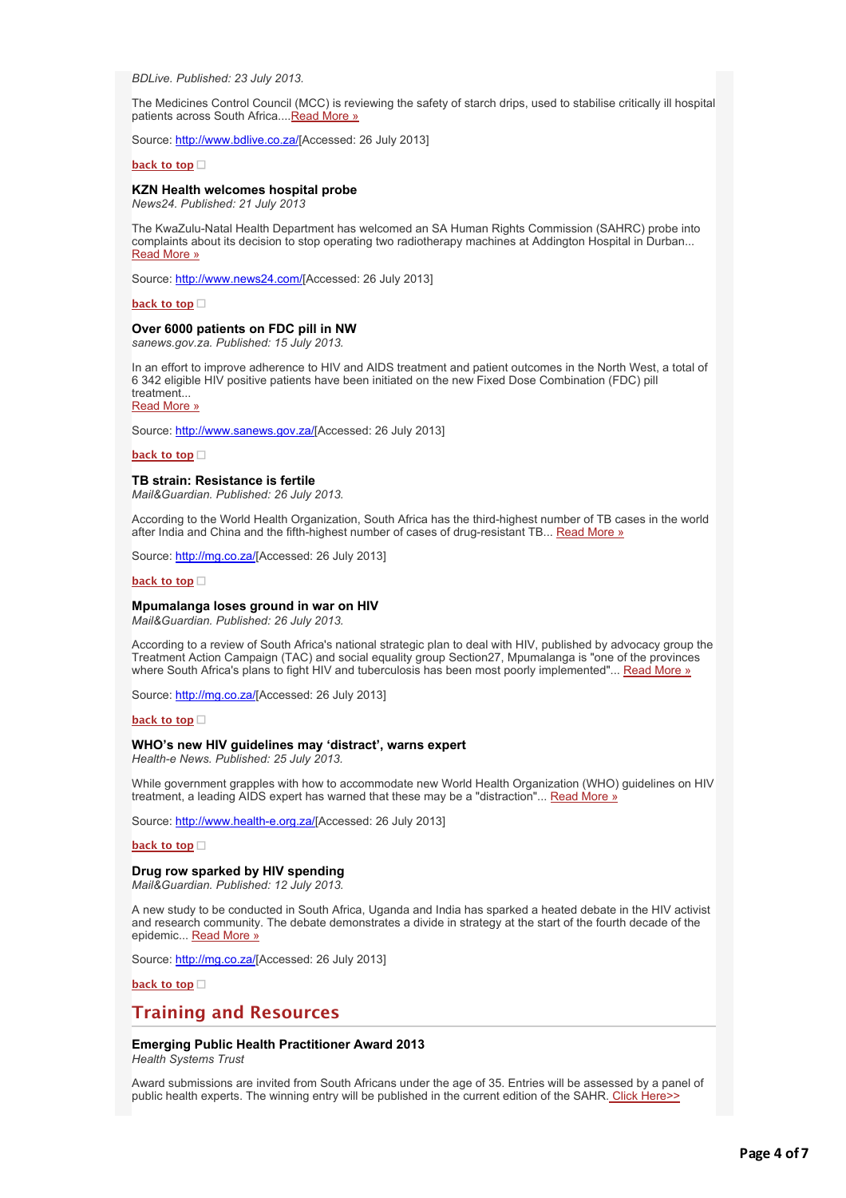*BDLive. Published: 23 July 2013.*

The Medicines Control Council (MCC) is reviewing the safety of starch drips, used to stabilise critically ill hospital patients across South Africa....Read More »

Source: http://www.bdlive.co.za/[Accessed: 26 July 2013]

**back to top**

### KZN Health welcomes hospital probe

*News24. Published: 21 July 2013*

The KwaZulu-Natal Health Department has welcomed an SA Human Rights Commission (SAHRC) probe into complaints about its decision to stop operating two radiotherapy machines at Addington Hospital in Durban... Read More »

Source: http://www.news24.com/[Accessed: 26 July 2013]

**back to top**

### Over 6000 patients on FDC pill in NW

*sanews.gov.za. Published: 15 July 2013.*

In an effort to improve adherence to HIV and AIDS treatment and patient outcomes in the North West, a total of 6 342 eligible HIV positive patients have been initiated on the new Fixed Dose Combination (FDC) pill treatment...
Read More »

Source: http://www.sanews.gov.za/[Accessed: 26 July 2013]

**back to top**

### TB strain: Resistance is fertile

*Mail&Guardian. Published: 26 July 2013.*

According to the World Health Organization, South Africa has the third-highest number of TB cases in the world after India and China and the fifth-highest number of cases of drug-resistant TB... Read More »

Source: http://mg.co.za/[Accessed: 26 July 2013]

**back to top**

### Mpumalanga loses ground in war on HIV

*Mail&Guardian. Published: 26 July 2013.*

According to a review of South Africa's national strategic plan to deal with HIV, published by advocacy group the Treatment Action Campaign (TAC) and social equality group Section27, Mpumalanga is "one of the provinces where South Africa's plans to fight HIV and tuberculosis has been most poorly implemented"... Read More »

Source: http://mg.co.za/[Accessed: 26 July 2013]

**back to top**

### WHO's new HIV guidelines may 'distract', warns expert

*Health-e News. Published: 25 July 2013.*

While government grapples with how to accommodate new World Health Organization (WHO) guidelines on HIV treatment, a leading AIDS expert has warned that these may be a "distraction"... Read More »

Source: http://www.health-e.org.za/[Accessed: 26 July 2013]

**back to top**

### Drug row sparked by HIV spending

*Mail&Guardian. Published: 12 July 2013.*

A new study to be conducted in South Africa, Uganda and India has sparked a heated debate in the HIV activist and research community. The debate demonstrates a divide in strategy at the start of the fourth decade of the epidemic... Read More »

Source: http://mg.co.za/[Accessed: 26 July 2013]

**back to top**

## Training and Resources

### Emerging Public Health Practitioner Award 2013

*Health Systems Trust*

Award submissions are invited from South Africans under the age of 35. Entries will be assessed by a panel of public health experts. The winning entry will be published in the current edition of the SAHR. Click Here>>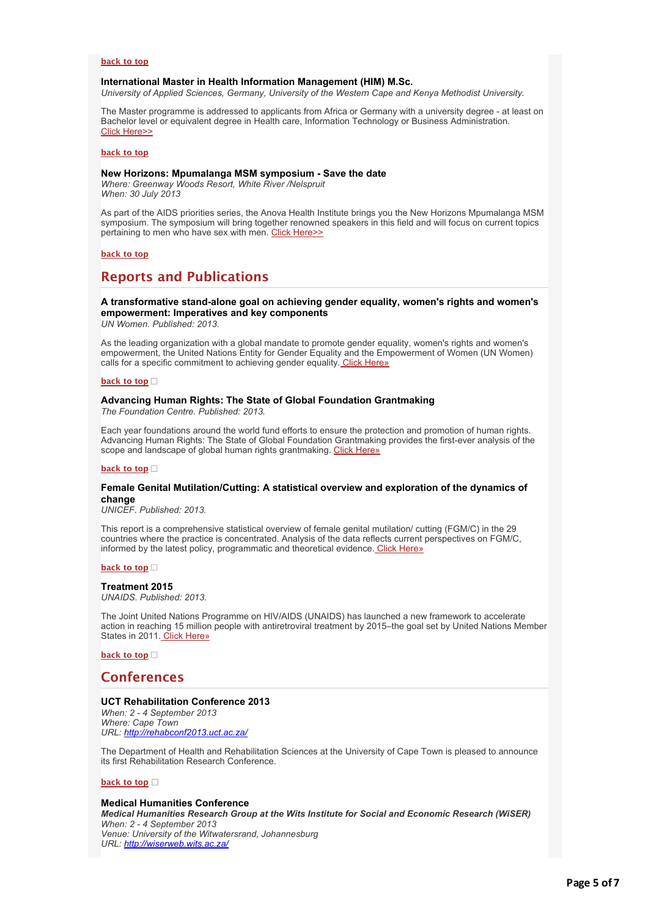**back to top**

### International Master in Health Information Management (HIM) M.Sc.

*University of Applied Sciences, Germany, University of the Western Cape and Kenya Methodist University.*

The Master programme is addressed to applicants from Africa or Germany with a university degree - at least on Bachelor level or equivalent degree in Health care, Information Technology or Business Administration.
Click Here>>

**back to top**

### New Horizons: Mpumalanga MSM symposium - Save the date

*Where: Greenway Woods Resort, White River /Nelspruit*
*When: 30 July 2013*

As part of the AIDS priorities series, the Anova Health Institute brings you the New Horizons Mpumalanga MSM symposium. The symposium will bring together renowned speakers in this field and will focus on current topics pertaining to men who have sex with men. Click Here>>

**back to top**

## Reports and Publications

### A transformative stand-alone goal on achieving gender equality, women's rights and women's empowerment: Imperatives and key components

*UN Women. Published: 2013.*

As the leading organization with a global mandate to promote gender equality, women's rights and women's empowerment, the United Nations Entity for Gender Equality and the Empowerment of Women (UN Women) calls for a specific commitment to achieving gender equality. Click Here»

**back to top**

### Advancing Human Rights: The State of Global Foundation Grantmaking

*The Foundation Centre. Published: 2013.*

Each year foundations around the world fund efforts to ensure the protection and promotion of human rights. Advancing Human Rights: The State of Global Foundation Grantmaking provides the first-ever analysis of the scope and landscape of global human rights grantmaking. Click Here»

**back to top**

### Female Genital Mutilation/Cutting: A statistical overview and exploration of the dynamics of change

*UNICEF. Published: 2013.*

This report is a comprehensive statistical overview of female genital mutilation/ cutting (FGM/C) in the 29 countries where the practice is concentrated. Analysis of the data reflects current perspectives on FGM/C, informed by the latest policy, programmatic and theoretical evidence. Click Here»

**back to top**

### Treatment 2015

*UNAIDS. Published: 2013.*

The Joint United Nations Programme on HIV/AIDS (UNAIDS) has launched a new framework to accelerate action in reaching 15 million people with antiretroviral treatment by 2015–the goal set by United Nations Member States in 2011. Click Here»

**back to top**

## Conferences

### UCT Rehabilitation Conference 2013

*When: 2 - 4 September 2013*
*Where: Cape Town*
*URL: http://rehabconf2013.uct.ac.za/*

The Department of Health and Rehabilitation Sciences at the University of Cape Town is pleased to announce its first Rehabilitation Research Conference.

**back to top**

### Medical Humanities Conference

***Medical Humanities Research Group at the Wits Institute for Social and Economic Research (WiSER)***
*When: 2 - 4 September 2013*
*Venue: University of the Witwatersrand, Johannesburg*
*URL: http://wiserweb.wits.ac.za/*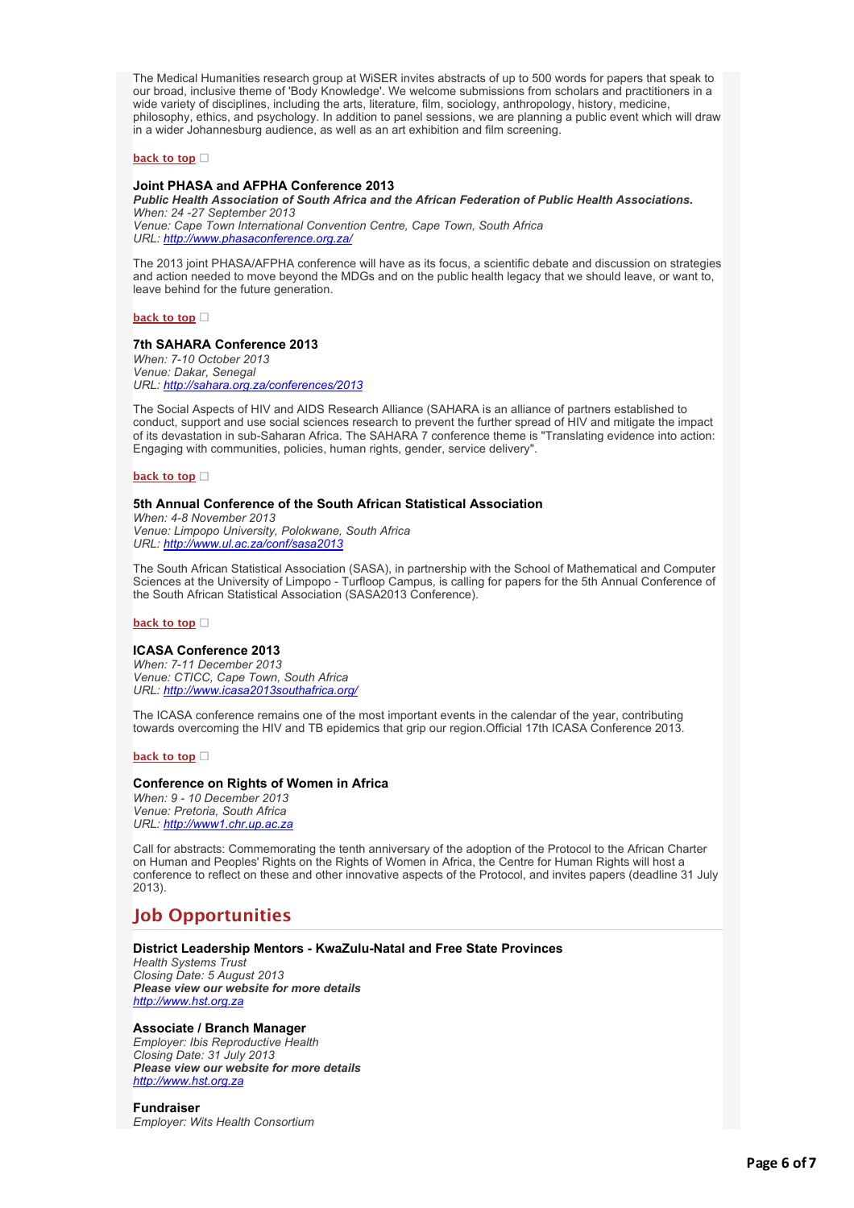The Medical Humanities research group at WiSER invites abstracts of up to 500 words for papers that speak to our broad, inclusive theme of 'Body Knowledge'. We welcome submissions from scholars and practitioners in a wide variety of disciplines, including the arts, literature, film, sociology, anthropology, history, medicine, philosophy, ethics, and psychology. In addition to panel sessions, we are planning a public event which will draw in a wider Johannesburg audience, as well as an art exhibition and film screening.

**back to top**

### Joint PHASA and AFPHA Conference 2013

***Public Health Association of South Africa and the African Federation of Public Health Associations.***
*When: 24 -27 September 2013*
*Venue: Cape Town International Convention Centre, Cape Town, South Africa*
*URL: http://www.phasaconference.org.za/*

The 2013 joint PHASA/AFPHA conference will have as its focus, a scientific debate and discussion on strategies and action needed to move beyond the MDGs and on the public health legacy that we should leave, or want to, leave behind for the future generation.

**back to top**

### 7th SAHARA Conference 2013

*When: 7-10 October 2013*
*Venue: Dakar, Senegal*
*URL: http://sahara.org.za/conferences/2013*

The Social Aspects of HIV and AIDS Research Alliance (SAHARA is an alliance of partners established to conduct, support and use social sciences research to prevent the further spread of HIV and mitigate the impact of its devastation in sub-Saharan Africa. The SAHARA 7 conference theme is "Translating evidence into action: Engaging with communities, policies, human rights, gender, service delivery".

**back to top**

### 5th Annual Conference of the South African Statistical Association

*When: 4-8 November 2013*
*Venue: Limpopo University, Polokwane, South Africa*
*URL: http://www.ul.ac.za/conf/sasa2013*

The South African Statistical Association (SASA), in partnership with the School of Mathematical and Computer Sciences at the University of Limpopo - Turfloop Campus, is calling for papers for the 5th Annual Conference of the South African Statistical Association (SASA2013 Conference).

**back to top**

### ICASA Conference 2013

*When: 7-11 December 2013*
*Venue: CTICC, Cape Town, South Africa*
*URL: http://www.icasa2013southafrica.org/*

The ICASA conference remains one of the most important events in the calendar of the year, contributing towards overcoming the HIV and TB epidemics that grip our region.Official 17th ICASA Conference 2013.

**back to top**

### Conference on Rights of Women in Africa

*When: 9 - 10 December 2013*
*Venue: Pretoria, South Africa*
*URL: http://www1.chr.up.ac.za*

Call for abstracts: Commemorating the tenth anniversary of the adoption of the Protocol to the African Charter on Human and Peoples' Rights on the Rights of Women in Africa, the Centre for Human Rights will host a conference to reflect on these and other innovative aspects of the Protocol, and invites papers (deadline 31 July 2013).

## Job Opportunities

### District Leadership Mentors - KwaZulu-Natal and Free State Provinces

*Health Systems Trust*
*Closing Date: 5 August 2013*
***Please view our website for more details***
*http://www.hst.org.za*

### Associate / Branch Manager

*Employer: Ibis Reproductive Health*
*Closing Date: 31 July 2013*
***Please view our website for more details***
*http://www.hst.org.za*

### Fundraiser

*Employer: Wits Health Consortium*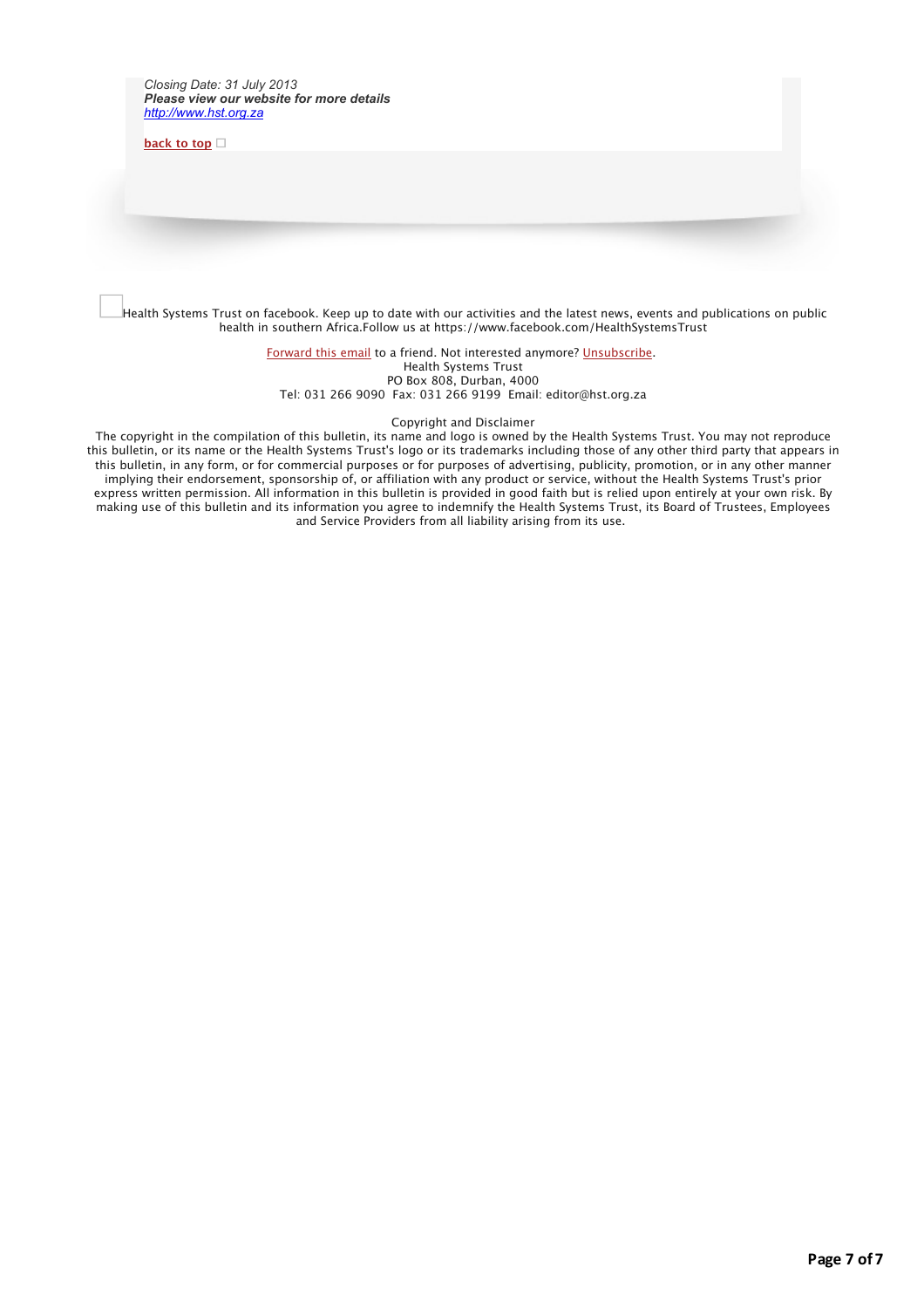*Closing Date: 31 July 2013*
***Please view our website for more details***
*http://www.hst.org.za*

**back to top**

Health Systems Trust on facebook. Keep up to date with our activities and the latest news, events and publications on public health in southern Africa.Follow us at https://www.facebook.com/HealthSystemsTrust

Forward this email to a friend. Not interested anymore? Unsubscribe.
Health Systems Trust
PO Box 808, Durban, 4000
Tel: 031 266 9090 Fax: 031 266 9199 Email: editor@hst.org.za

Copyright and Disclaimer
The copyright in the compilation of this bulletin, its name and logo is owned by the Health Systems Trust. You may not reproduce this bulletin, or its name or the Health Systems Trust's logo or its trademarks including those of any other third party that appears in this bulletin, in any form, or for commercial purposes or for purposes of advertising, publicity, promotion, or in any other manner implying their endorsement, sponsorship of, or affiliation with any product or service, without the Health Systems Trust's prior express written permission. All information in this bulletin is provided in good faith but is relied upon entirely at your own risk. By making use of this bulletin and its information you agree to indemnify the Health Systems Trust, its Board of Trustees, Employees and Service Providers from all liability arising from its use.